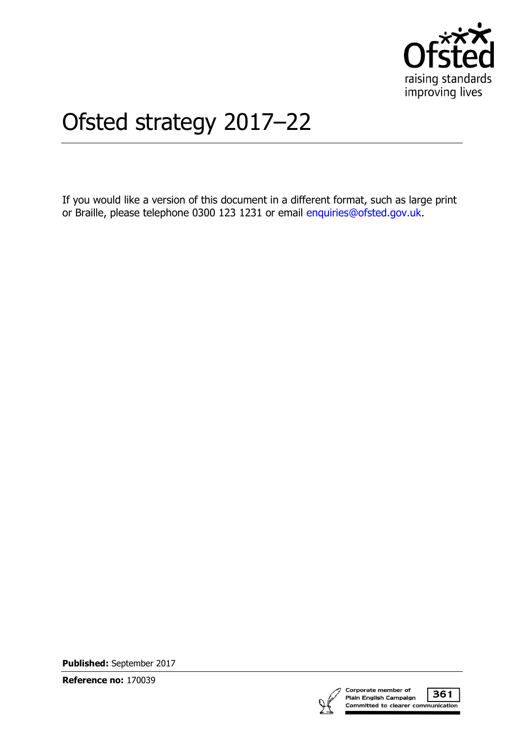# Ofsted strategy 2017–22

If you would like a version of this document in a different format, such as large print or Braille, please telephone 0300 123 1231 or email enquiries@ofsted.gov.uk.

**Published:** September 2017

**Reference no:** 170039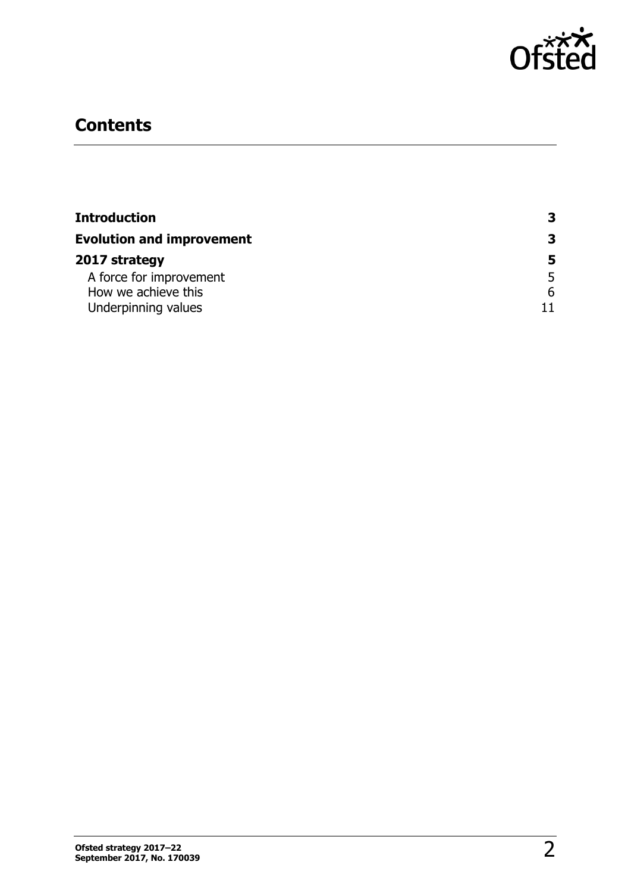## Contents

| | |
|---|---|
| **Introduction** | **3** |
| **Evolution and improvement** | **3** |
| **2017 strategy** | **5** |
| A force for improvement | 5 |
| How we achieve this | 6 |
| Underpinning values | 11 |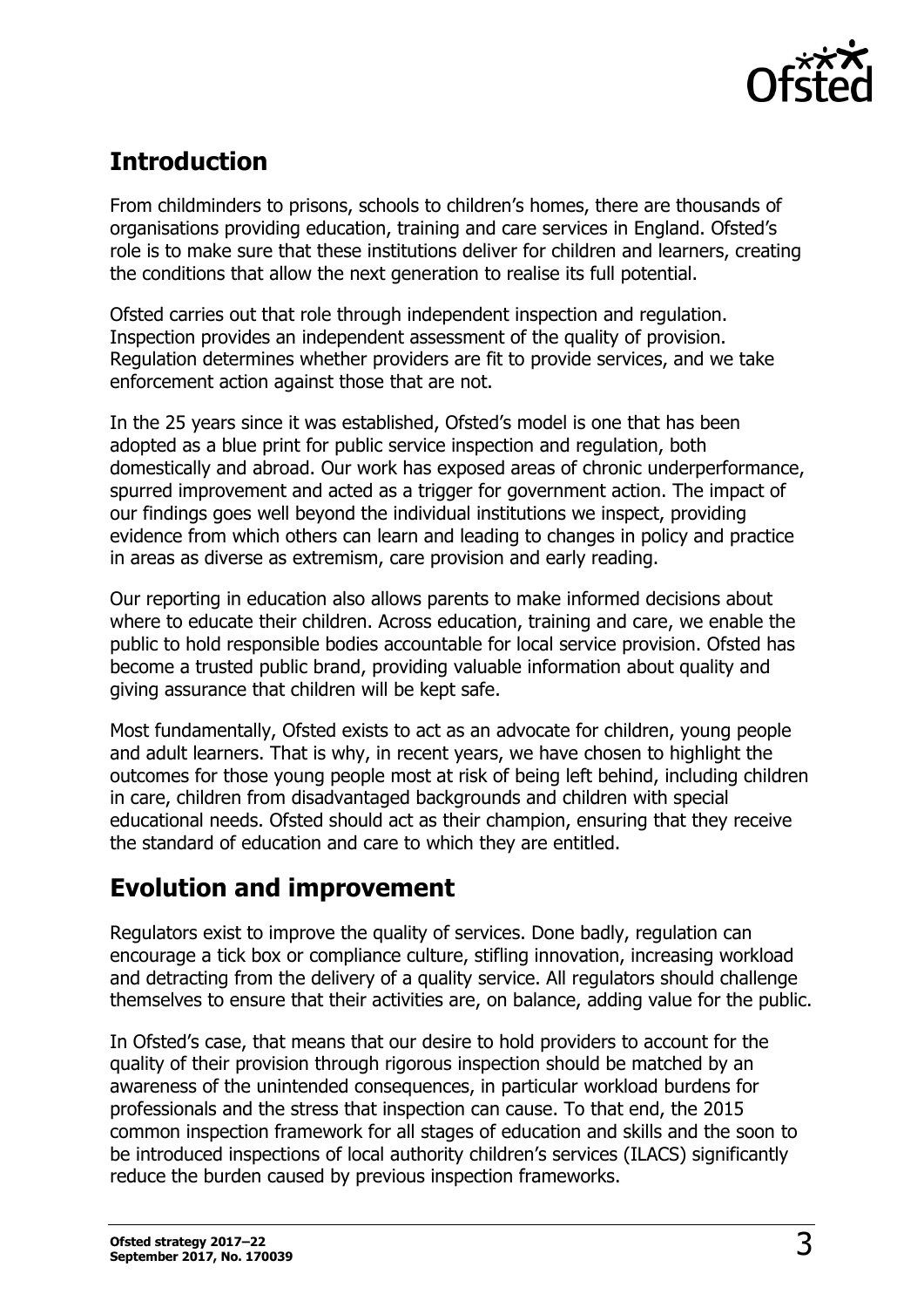## Introduction

From childminders to prisons, schools to children's homes, there are thousands of organisations providing education, training and care services in England. Ofsted's role is to make sure that these institutions deliver for children and learners, creating the conditions that allow the next generation to realise its full potential.

Ofsted carries out that role through independent inspection and regulation. Inspection provides an independent assessment of the quality of provision. Regulation determines whether providers are fit to provide services, and we take enforcement action against those that are not.

In the 25 years since it was established, Ofsted's model is one that has been adopted as a blue print for public service inspection and regulation, both domestically and abroad. Our work has exposed areas of chronic underperformance, spurred improvement and acted as a trigger for government action. The impact of our findings goes well beyond the individual institutions we inspect, providing evidence from which others can learn and leading to changes in policy and practice in areas as diverse as extremism, care provision and early reading.

Our reporting in education also allows parents to make informed decisions about where to educate their children. Across education, training and care, we enable the public to hold responsible bodies accountable for local service provision. Ofsted has become a trusted public brand, providing valuable information about quality and giving assurance that children will be kept safe.

Most fundamentally, Ofsted exists to act as an advocate for children, young people and adult learners. That is why, in recent years, we have chosen to highlight the outcomes for those young people most at risk of being left behind, including children in care, children from disadvantaged backgrounds and children with special educational needs. Ofsted should act as their champion, ensuring that they receive the standard of education and care to which they are entitled.

## Evolution and improvement

Regulators exist to improve the quality of services. Done badly, regulation can encourage a tick box or compliance culture, stifling innovation, increasing workload and detracting from the delivery of a quality service. All regulators should challenge themselves to ensure that their activities are, on balance, adding value for the public.

In Ofsted's case, that means that our desire to hold providers to account for the quality of their provision through rigorous inspection should be matched by an awareness of the unintended consequences, in particular workload burdens for professionals and the stress that inspection can cause. To that end, the 2015 common inspection framework for all stages of education and skills and the soon to be introduced inspections of local authority children's services (ILACS) significantly reduce the burden caused by previous inspection frameworks.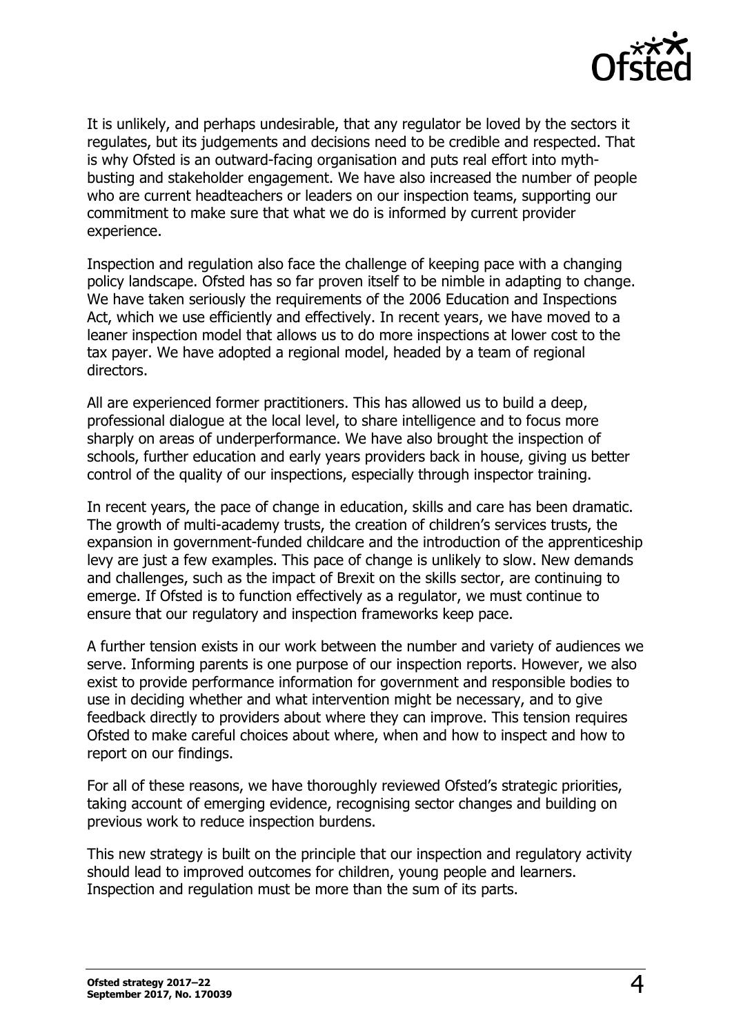It is unlikely, and perhaps undesirable, that any regulator be loved by the sectors it regulates, but its judgements and decisions need to be credible and respected. That is why Ofsted is an outward-facing organisation and puts real effort into myth-busting and stakeholder engagement. We have also increased the number of people who are current headteachers or leaders on our inspection teams, supporting our commitment to make sure that what we do is informed by current provider experience.

Inspection and regulation also face the challenge of keeping pace with a changing policy landscape. Ofsted has so far proven itself to be nimble in adapting to change. We have taken seriously the requirements of the 2006 Education and Inspections Act, which we use efficiently and effectively. In recent years, we have moved to a leaner inspection model that allows us to do more inspections at lower cost to the tax payer. We have adopted a regional model, headed by a team of regional directors.

All are experienced former practitioners. This has allowed us to build a deep, professional dialogue at the local level, to share intelligence and to focus more sharply on areas of underperformance. We have also brought the inspection of schools, further education and early years providers back in house, giving us better control of the quality of our inspections, especially through inspector training.

In recent years, the pace of change in education, skills and care has been dramatic. The growth of multi-academy trusts, the creation of children's services trusts, the expansion in government-funded childcare and the introduction of the apprenticeship levy are just a few examples. This pace of change is unlikely to slow. New demands and challenges, such as the impact of Brexit on the skills sector, are continuing to emerge. If Ofsted is to function effectively as a regulator, we must continue to ensure that our regulatory and inspection frameworks keep pace.

A further tension exists in our work between the number and variety of audiences we serve. Informing parents is one purpose of our inspection reports. However, we also exist to provide performance information for government and responsible bodies to use in deciding whether and what intervention might be necessary, and to give feedback directly to providers about where they can improve. This tension requires Ofsted to make careful choices about where, when and how to inspect and how to report on our findings.

For all of these reasons, we have thoroughly reviewed Ofsted's strategic priorities, taking account of emerging evidence, recognising sector changes and building on previous work to reduce inspection burdens.

This new strategy is built on the principle that our inspection and regulatory activity should lead to improved outcomes for children, young people and learners. Inspection and regulation must be more than the sum of its parts.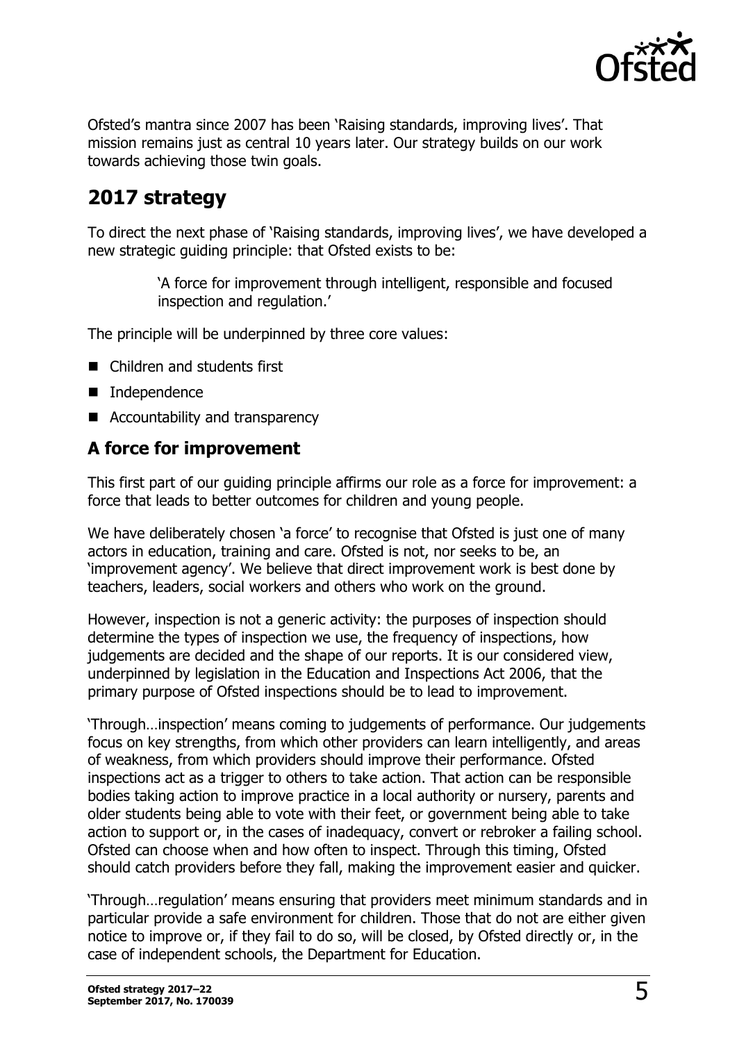Ofsted's mantra since 2007 has been 'Raising standards, improving lives'. That mission remains just as central 10 years later. Our strategy builds on our work towards achieving those twin goals.

## 2017 strategy

To direct the next phase of 'Raising standards, improving lives', we have developed a new strategic guiding principle: that Ofsted exists to be:

> 'A force for improvement through intelligent, responsible and focused inspection and regulation.'

The principle will be underpinned by three core values:

- Children and students first
- Independence
- Accountability and transparency

### A force for improvement

This first part of our guiding principle affirms our role as a force for improvement: a force that leads to better outcomes for children and young people.

We have deliberately chosen 'a force' to recognise that Ofsted is just one of many actors in education, training and care. Ofsted is not, nor seeks to be, an 'improvement agency'. We believe that direct improvement work is best done by teachers, leaders, social workers and others who work on the ground.

However, inspection is not a generic activity: the purposes of inspection should determine the types of inspection we use, the frequency of inspections, how judgements are decided and the shape of our reports. It is our considered view, underpinned by legislation in the Education and Inspections Act 2006, that the primary purpose of Ofsted inspections should be to lead to improvement.

'Through…inspection' means coming to judgements of performance. Our judgements focus on key strengths, from which other providers can learn intelligently, and areas of weakness, from which providers should improve their performance. Ofsted inspections act as a trigger to others to take action. That action can be responsible bodies taking action to improve practice in a local authority or nursery, parents and older students being able to vote with their feet, or government being able to take action to support or, in the cases of inadequacy, convert or rebroker a failing school. Ofsted can choose when and how often to inspect. Through this timing, Ofsted should catch providers before they fall, making the improvement easier and quicker.

'Through…regulation' means ensuring that providers meet minimum standards and in particular provide a safe environment for children. Those that do not are either given notice to improve or, if they fail to do so, will be closed, by Ofsted directly or, in the case of independent schools, the Department for Education.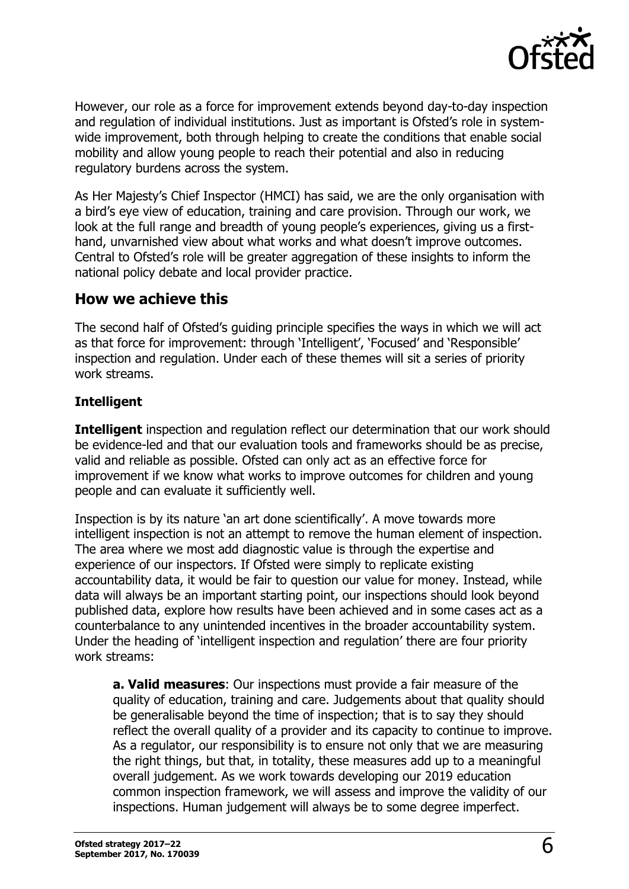However, our role as a force for improvement extends beyond day-to-day inspection and regulation of individual institutions. Just as important is Ofsted's role in system-wide improvement, both through helping to create the conditions that enable social mobility and allow young people to reach their potential and also in reducing regulatory burdens across the system.

As Her Majesty's Chief Inspector (HMCI) has said, we are the only organisation with a bird's eye view of education, training and care provision. Through our work, we look at the full range and breadth of young people's experiences, giving us a first-hand, unvarnished view about what works and what doesn't improve outcomes. Central to Ofsted's role will be greater aggregation of these insights to inform the national policy debate and local provider practice.

## How we achieve this

The second half of Ofsted's guiding principle specifies the ways in which we will act as that force for improvement: through 'Intelligent', 'Focused' and 'Responsible' inspection and regulation. Under each of these themes will sit a series of priority work streams.

### Intelligent

**Intelligent** inspection and regulation reflect our determination that our work should be evidence-led and that our evaluation tools and frameworks should be as precise, valid and reliable as possible. Ofsted can only act as an effective force for improvement if we know what works to improve outcomes for children and young people and can evaluate it sufficiently well.

Inspection is by its nature 'an art done scientifically'. A move towards more intelligent inspection is not an attempt to remove the human element of inspection. The area where we most add diagnostic value is through the expertise and experience of our inspectors. If Ofsted were simply to replicate existing accountability data, it would be fair to question our value for money. Instead, while data will always be an important starting point, our inspections should look beyond published data, explore how results have been achieved and in some cases act as a counterbalance to any unintended incentives in the broader accountability system. Under the heading of 'intelligent inspection and regulation' there are four priority work streams:

> **a. Valid measures**: Our inspections must provide a fair measure of the quality of education, training and care. Judgements about that quality should be generalisable beyond the time of inspection; that is to say they should reflect the overall quality of a provider and its capacity to continue to improve. As a regulator, our responsibility is to ensure not only that we are measuring the right things, but that, in totality, these measures add up to a meaningful overall judgement. As we work towards developing our 2019 education common inspection framework, we will assess and improve the validity of our inspections. Human judgement will always be to some degree imperfect.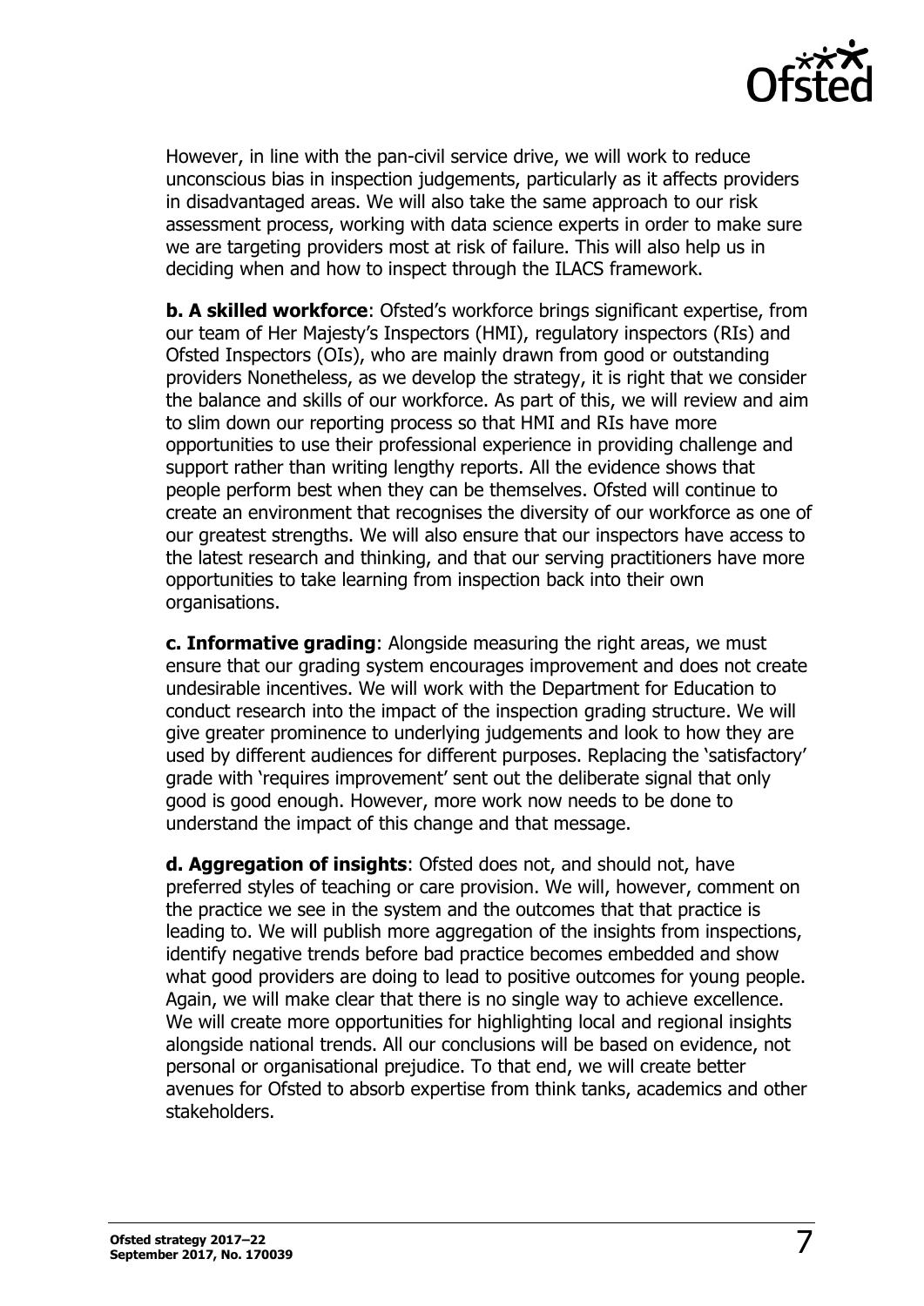However, in line with the pan-civil service drive, we will work to reduce unconscious bias in inspection judgements, particularly as it affects providers in disadvantaged areas. We will also take the same approach to our risk assessment process, working with data science experts in order to make sure we are targeting providers most at risk of failure. This will also help us in deciding when and how to inspect through the ILACS framework.

**b. A skilled workforce**: Ofsted's workforce brings significant expertise, from our team of Her Majesty's Inspectors (HMI), regulatory inspectors (RIs) and Ofsted Inspectors (OIs), who are mainly drawn from good or outstanding providers Nonetheless, as we develop the strategy, it is right that we consider the balance and skills of our workforce. As part of this, we will review and aim to slim down our reporting process so that HMI and RIs have more opportunities to use their professional experience in providing challenge and support rather than writing lengthy reports. All the evidence shows that people perform best when they can be themselves. Ofsted will continue to create an environment that recognises the diversity of our workforce as one of our greatest strengths. We will also ensure that our inspectors have access to the latest research and thinking, and that our serving practitioners have more opportunities to take learning from inspection back into their own organisations.

**c. Informative grading**: Alongside measuring the right areas, we must ensure that our grading system encourages improvement and does not create undesirable incentives. We will work with the Department for Education to conduct research into the impact of the inspection grading structure. We will give greater prominence to underlying judgements and look to how they are used by different audiences for different purposes. Replacing the 'satisfactory' grade with 'requires improvement' sent out the deliberate signal that only good is good enough. However, more work now needs to be done to understand the impact of this change and that message.

**d. Aggregation of insights**: Ofsted does not, and should not, have preferred styles of teaching or care provision. We will, however, comment on the practice we see in the system and the outcomes that that practice is leading to. We will publish more aggregation of the insights from inspections, identify negative trends before bad practice becomes embedded and show what good providers are doing to lead to positive outcomes for young people. Again, we will make clear that there is no single way to achieve excellence. We will create more opportunities for highlighting local and regional insights alongside national trends. All our conclusions will be based on evidence, not personal or organisational prejudice. To that end, we will create better avenues for Ofsted to absorb expertise from think tanks, academics and other stakeholders.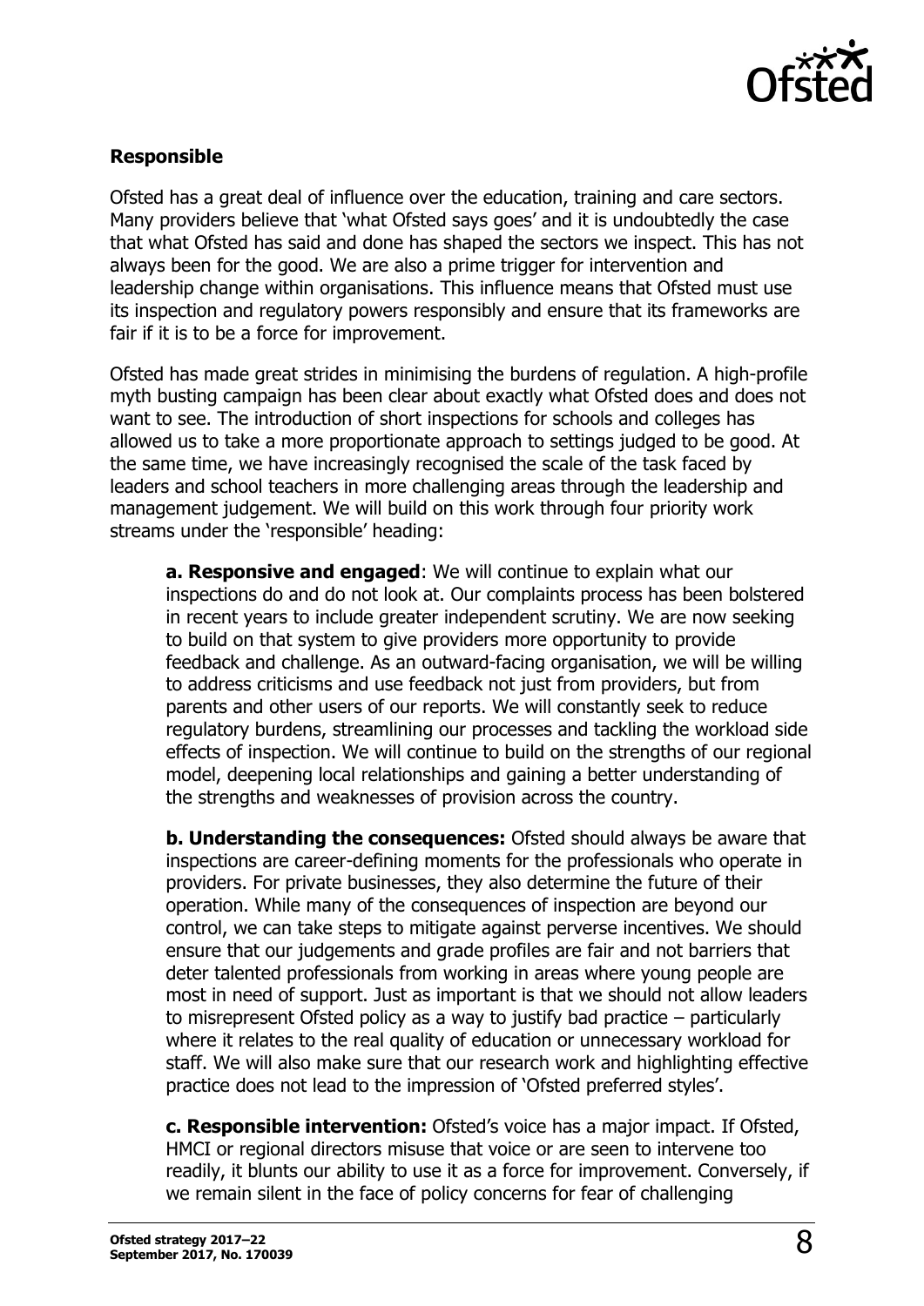**Responsible**

Ofsted has a great deal of influence over the education, training and care sectors. Many providers believe that 'what Ofsted says goes' and it is undoubtedly the case that what Ofsted has said and done has shaped the sectors we inspect. This has not always been for the good. We are also a prime trigger for intervention and leadership change within organisations. This influence means that Ofsted must use its inspection and regulatory powers responsibly and ensure that its frameworks are fair if it is to be a force for improvement.

Ofsted has made great strides in minimising the burdens of regulation. A high-profile myth busting campaign has been clear about exactly what Ofsted does and does not want to see. The introduction of short inspections for schools and colleges has allowed us to take a more proportionate approach to settings judged to be good. At the same time, we have increasingly recognised the scale of the task faced by leaders and school teachers in more challenging areas through the leadership and management judgement. We will build on this work through four priority work streams under the 'responsible' heading:

> **a. Responsive and engaged**: We will continue to explain what our inspections do and do not look at. Our complaints process has been bolstered in recent years to include greater independent scrutiny. We are now seeking to build on that system to give providers more opportunity to provide feedback and challenge. As an outward-facing organisation, we will be willing to address criticisms and use feedback not just from providers, but from parents and other users of our reports. We will constantly seek to reduce regulatory burdens, streamlining our processes and tackling the workload side effects of inspection. We will continue to build on the strengths of our regional model, deepening local relationships and gaining a better understanding of the strengths and weaknesses of provision across the country.
>
> **b. Understanding the consequences:** Ofsted should always be aware that inspections are career-defining moments for the professionals who operate in providers. For private businesses, they also determine the future of their operation. While many of the consequences of inspection are beyond our control, we can take steps to mitigate against perverse incentives. We should ensure that our judgements and grade profiles are fair and not barriers that deter talented professionals from working in areas where young people are most in need of support. Just as important is that we should not allow leaders to misrepresent Ofsted policy as a way to justify bad practice – particularly where it relates to the real quality of education or unnecessary workload for staff. We will also make sure that our research work and highlighting effective practice does not lead to the impression of 'Ofsted preferred styles'.
>
> **c. Responsible intervention:** Ofsted's voice has a major impact. If Ofsted, HMCI or regional directors misuse that voice or are seen to intervene too readily, it blunts our ability to use it as a force for improvement. Conversely, if we remain silent in the face of policy concerns for fear of challenging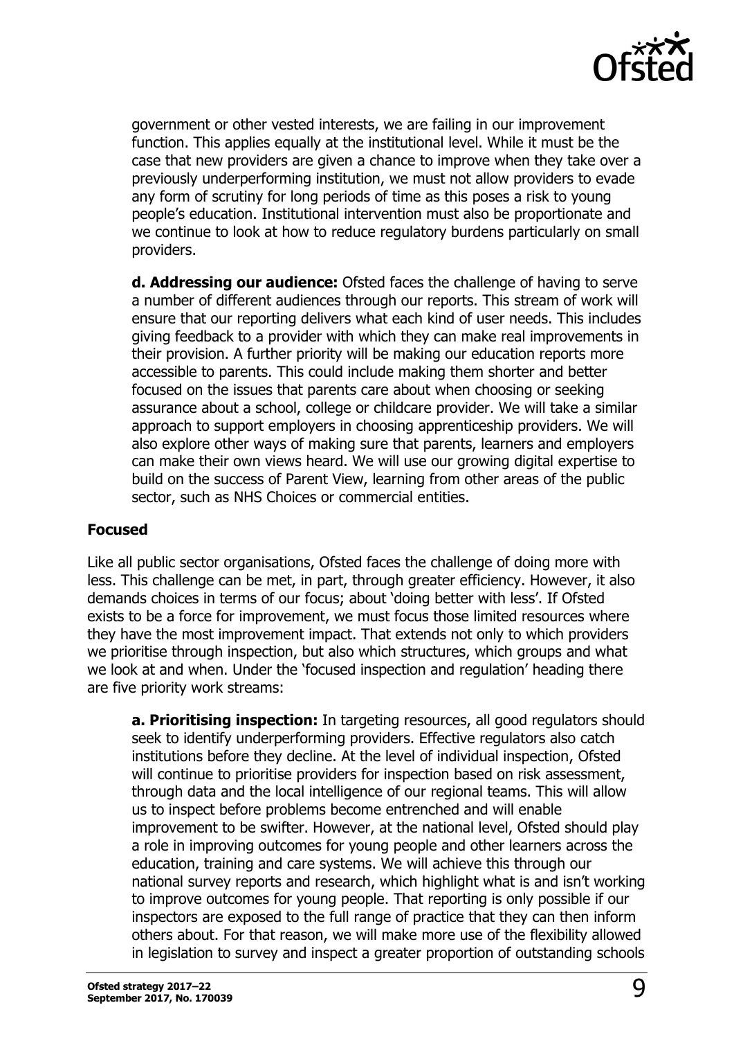government or other vested interests, we are failing in our improvement function. This applies equally at the institutional level. While it must be the case that new providers are given a chance to improve when they take over a previously underperforming institution, we must not allow providers to evade any form of scrutiny for long periods of time as this poses a risk to young people's education. Institutional intervention must also be proportionate and we continue to look at how to reduce regulatory burdens particularly on small providers.

**d. Addressing our audience:** Ofsted faces the challenge of having to serve a number of different audiences through our reports. This stream of work will ensure that our reporting delivers what each kind of user needs. This includes giving feedback to a provider with which they can make real improvements in their provision. A further priority will be making our education reports more accessible to parents. This could include making them shorter and better focused on the issues that parents care about when choosing or seeking assurance about a school, college or childcare provider. We will take a similar approach to support employers in choosing apprenticeship providers. We will also explore other ways of making sure that parents, learners and employers can make their own views heard. We will use our growing digital expertise to build on the success of Parent View, learning from other areas of the public sector, such as NHS Choices or commercial entities.

### Focused

Like all public sector organisations, Ofsted faces the challenge of doing more with less. This challenge can be met, in part, through greater efficiency. However, it also demands choices in terms of our focus; about 'doing better with less'. If Ofsted exists to be a force for improvement, we must focus those limited resources where they have the most improvement impact. That extends not only to which providers we prioritise through inspection, but also which structures, which groups and what we look at and when. Under the 'focused inspection and regulation' heading there are five priority work streams:

**a. Prioritising inspection:** In targeting resources, all good regulators should seek to identify underperforming providers. Effective regulators also catch institutions before they decline. At the level of individual inspection, Ofsted will continue to prioritise providers for inspection based on risk assessment, through data and the local intelligence of our regional teams. This will allow us to inspect before problems become entrenched and will enable improvement to be swifter. However, at the national level, Ofsted should play a role in improving outcomes for young people and other learners across the education, training and care systems. We will achieve this through our national survey reports and research, which highlight what is and isn't working to improve outcomes for young people. That reporting is only possible if our inspectors are exposed to the full range of practice that they can then inform others about. For that reason, we will make more use of the flexibility allowed in legislation to survey and inspect a greater proportion of outstanding schools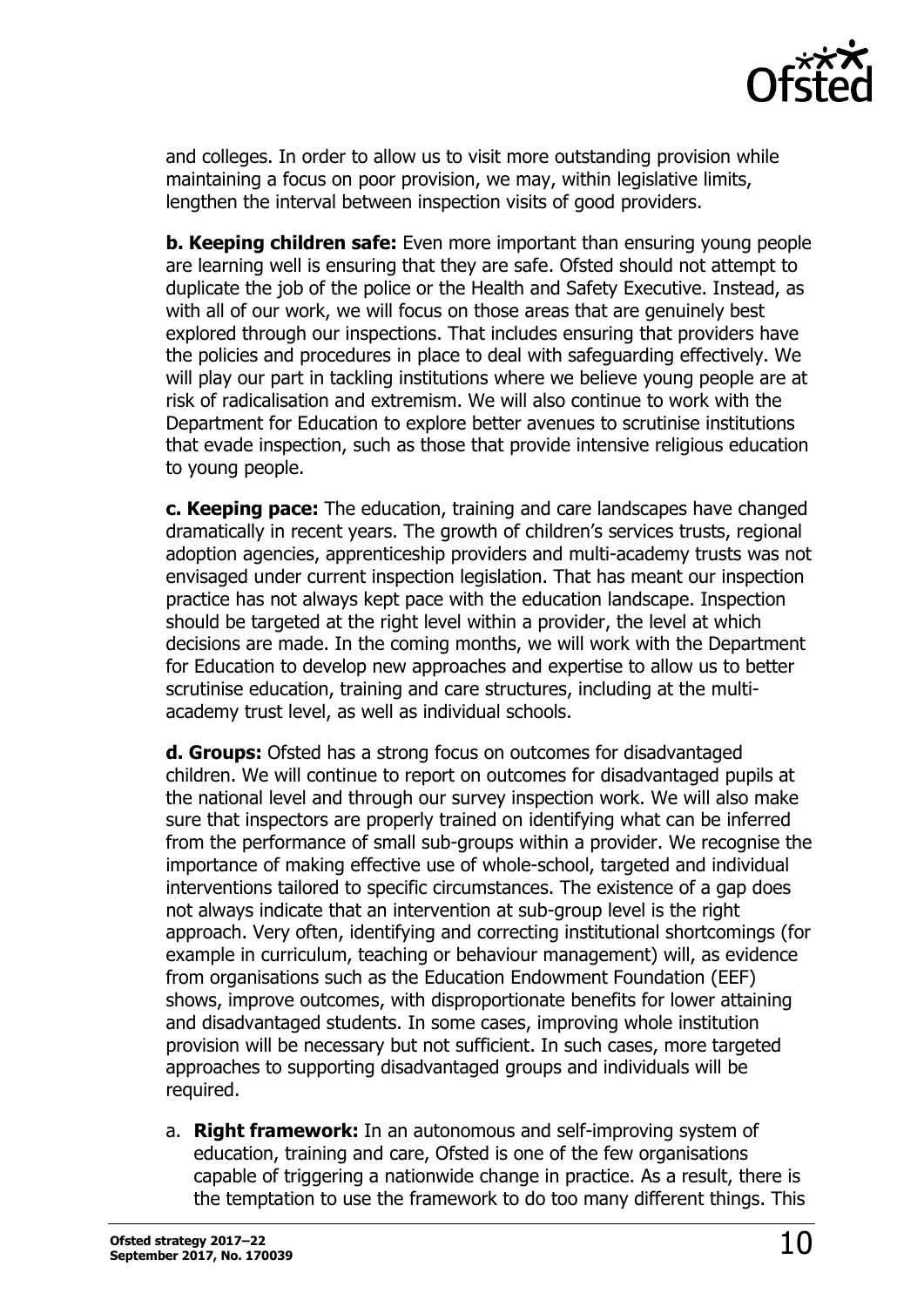and colleges. In order to allow us to visit more outstanding provision while maintaining a focus on poor provision, we may, within legislative limits, lengthen the interval between inspection visits of good providers.

**b. Keeping children safe:** Even more important than ensuring young people are learning well is ensuring that they are safe. Ofsted should not attempt to duplicate the job of the police or the Health and Safety Executive. Instead, as with all of our work, we will focus on those areas that are genuinely best explored through our inspections. That includes ensuring that providers have the policies and procedures in place to deal with safeguarding effectively. We will play our part in tackling institutions where we believe young people are at risk of radicalisation and extremism. We will also continue to work with the Department for Education to explore better avenues to scrutinise institutions that evade inspection, such as those that provide intensive religious education to young people.

**c. Keeping pace:** The education, training and care landscapes have changed dramatically in recent years. The growth of children's services trusts, regional adoption agencies, apprenticeship providers and multi-academy trusts was not envisaged under current inspection legislation. That has meant our inspection practice has not always kept pace with the education landscape. Inspection should be targeted at the right level within a provider, the level at which decisions are made. In the coming months, we will work with the Department for Education to develop new approaches and expertise to allow us to better scrutinise education, training and care structures, including at the multi-academy trust level, as well as individual schools.

**d. Groups:** Ofsted has a strong focus on outcomes for disadvantaged children. We will continue to report on outcomes for disadvantaged pupils at the national level and through our survey inspection work. We will also make sure that inspectors are properly trained on identifying what can be inferred from the performance of small sub-groups within a provider. We recognise the importance of making effective use of whole-school, targeted and individual interventions tailored to specific circumstances. The existence of a gap does not always indicate that an intervention at sub-group level is the right approach. Very often, identifying and correcting institutional shortcomings (for example in curriculum, teaching or behaviour management) will, as evidence from organisations such as the Education Endowment Foundation (EEF) shows, improve outcomes, with disproportionate benefits for lower attaining and disadvantaged students. In some cases, improving whole institution provision will be necessary but not sufficient. In such cases, more targeted approaches to supporting disadvantaged groups and individuals will be required.

a. **Right framework:** In an autonomous and self-improving system of education, training and care, Ofsted is one of the few organisations capable of triggering a nationwide change in practice. As a result, there is the temptation to use the framework to do too many different things. This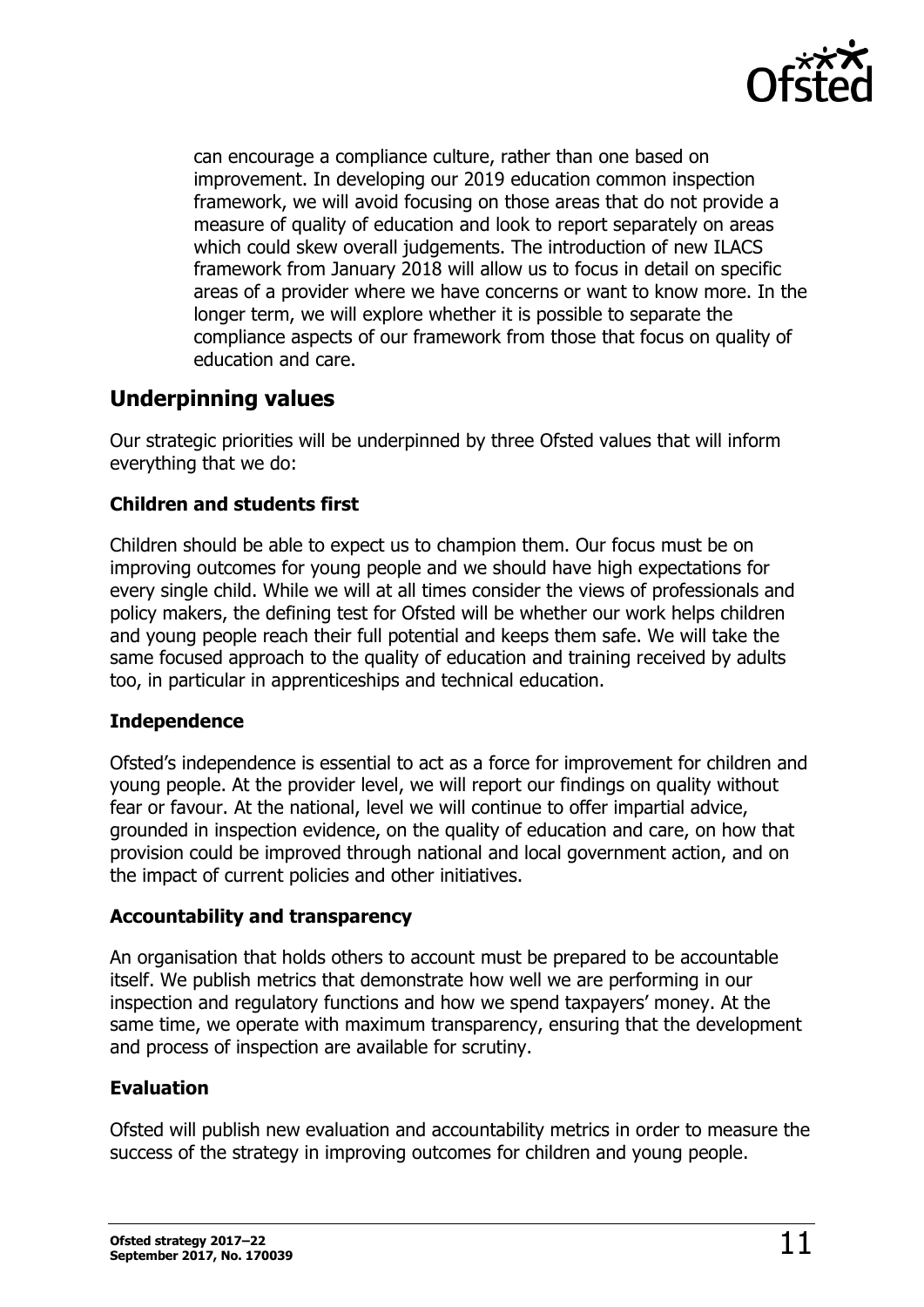can encourage a compliance culture, rather than one based on improvement. In developing our 2019 education common inspection framework, we will avoid focusing on those areas that do not provide a measure of quality of education and look to report separately on areas which could skew overall judgements. The introduction of new ILACS framework from January 2018 will allow us to focus in detail on specific areas of a provider where we have concerns or want to know more. In the longer term, we will explore whether it is possible to separate the compliance aspects of our framework from those that focus on quality of education and care.

## Underpinning values

Our strategic priorities will be underpinned by three Ofsted values that will inform everything that we do:

### Children and students first

Children should be able to expect us to champion them. Our focus must be on improving outcomes for young people and we should have high expectations for every single child. While we will at all times consider the views of professionals and policy makers, the defining test for Ofsted will be whether our work helps children and young people reach their full potential and keeps them safe. We will take the same focused approach to the quality of education and training received by adults too, in particular in apprenticeships and technical education.

### Independence

Ofsted's independence is essential to act as a force for improvement for children and young people. At the provider level, we will report our findings on quality without fear or favour. At the national, level we will continue to offer impartial advice, grounded in inspection evidence, on the quality of education and care, on how that provision could be improved through national and local government action, and on the impact of current policies and other initiatives.

### Accountability and transparency

An organisation that holds others to account must be prepared to be accountable itself. We publish metrics that demonstrate how well we are performing in our inspection and regulatory functions and how we spend taxpayers' money. At the same time, we operate with maximum transparency, ensuring that the development and process of inspection are available for scrutiny.

### Evaluation

Ofsted will publish new evaluation and accountability metrics in order to measure the success of the strategy in improving outcomes for children and young people.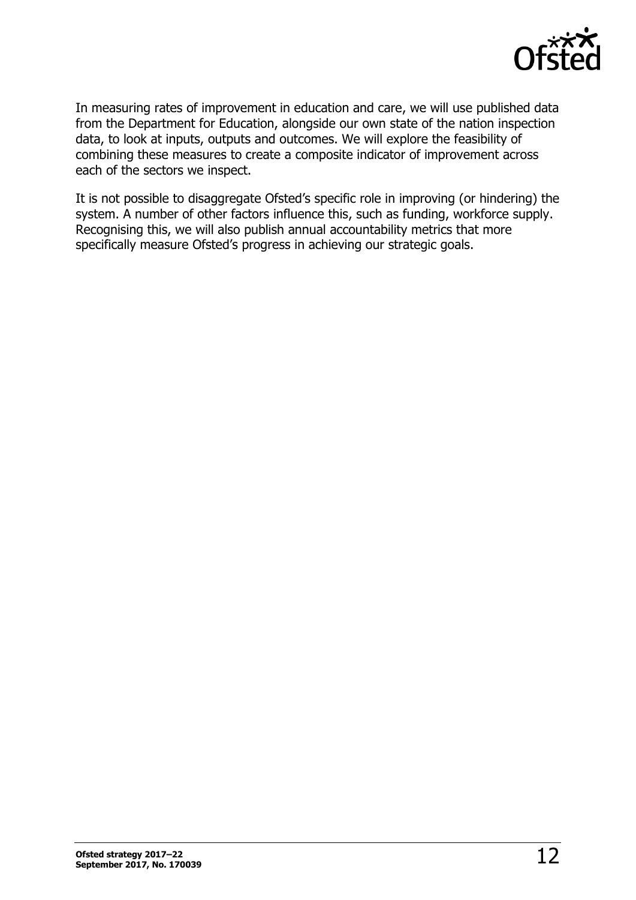In measuring rates of improvement in education and care, we will use published data from the Department for Education, alongside our own state of the nation inspection data, to look at inputs, outputs and outcomes. We will explore the feasibility of combining these measures to create a composite indicator of improvement across each of the sectors we inspect.

It is not possible to disaggregate Ofsted's specific role in improving (or hindering) the system. A number of other factors influence this, such as funding, workforce supply. Recognising this, we will also publish annual accountability metrics that more specifically measure Ofsted's progress in achieving our strategic goals.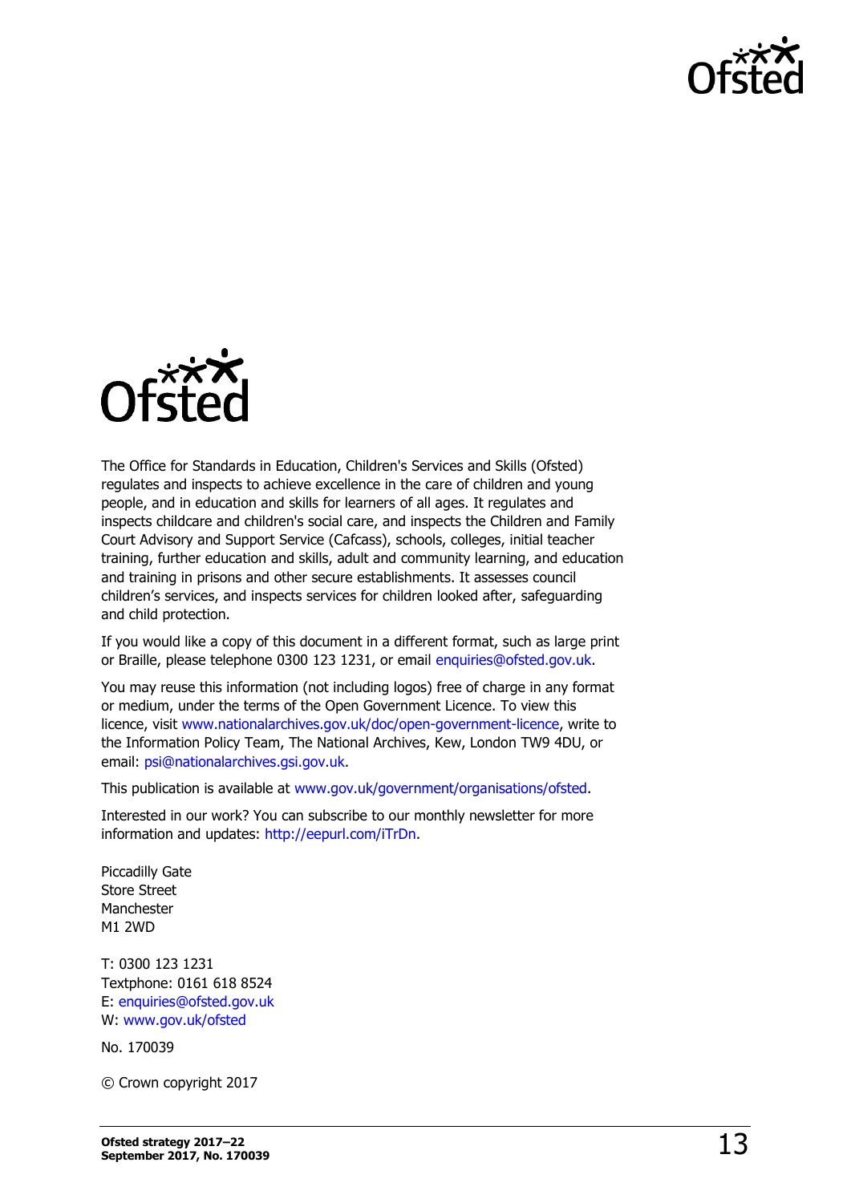The Office for Standards in Education, Children's Services and Skills (Ofsted) regulates and inspects to achieve excellence in the care of children and young people, and in education and skills for learners of all ages. It regulates and inspects childcare and children's social care, and inspects the Children and Family Court Advisory and Support Service (Cafcass), schools, colleges, initial teacher training, further education and skills, adult and community learning, and education and training in prisons and other secure establishments. It assesses council children's services, and inspects services for children looked after, safeguarding and child protection.

If you would like a copy of this document in a different format, such as large print or Braille, please telephone 0300 123 1231, or email enquiries@ofsted.gov.uk.

You may reuse this information (not including logos) free of charge in any format or medium, under the terms of the Open Government Licence. To view this licence, visit www.nationalarchives.gov.uk/doc/open-government-licence, write to the Information Policy Team, The National Archives, Kew, London TW9 4DU, or email: psi@nationalarchives.gsi.gov.uk.

This publication is available at www.gov.uk/government/organisations/ofsted.

Interested in our work? You can subscribe to our monthly newsletter for more information and updates: http://eepurl.com/iTrDn.

Piccadilly Gate  
Store Street  
Manchester  
M1 2WD

T: 0300 123 1231  
Textphone: 0161 618 8524  
E: enquiries@ofsted.gov.uk  
W: www.gov.uk/ofsted

No. 170039

© Crown copyright 2017